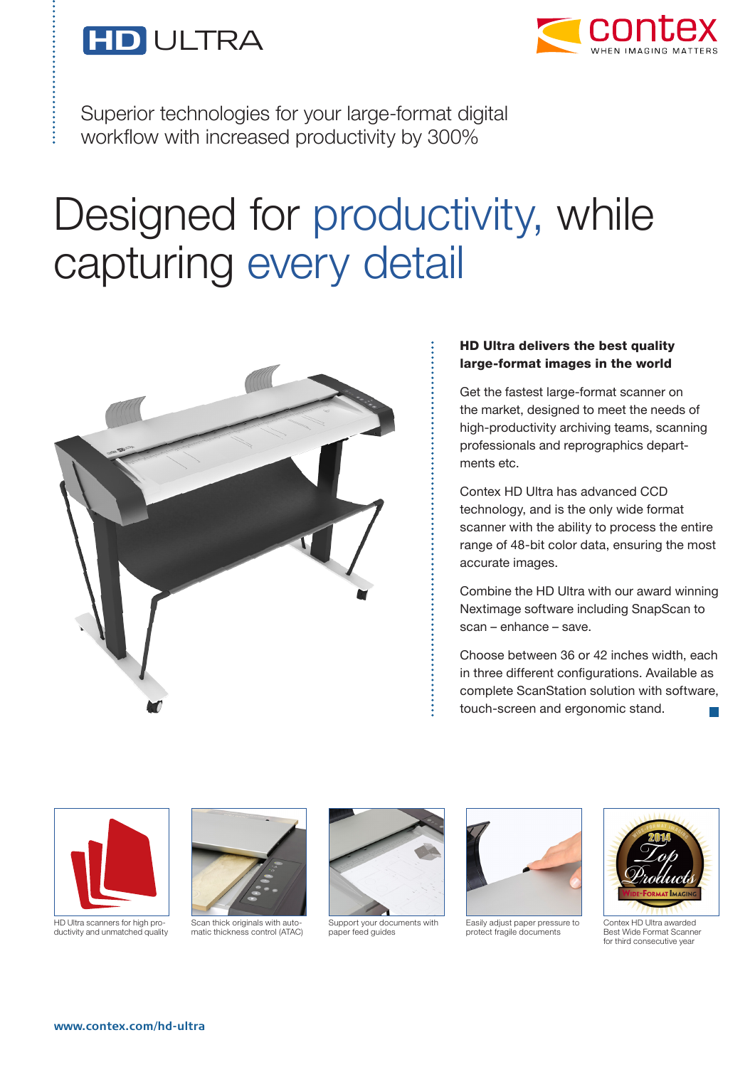HD ULTRA

contex
WHEN IMAGING MATTERS

Superior technologies for your large-format digital workflow with increased productivity by 300%

# Designed for productivity, while capturing every detail

### HD Ultra delivers the best quality large-format images in the world

Get the fastest large-format scanner on the market, designed to meet the needs of high-productivity archiving teams, scanning professionals and reprographics departments etc.

Contex HD Ultra has advanced CCD technology, and is the only wide format scanner with the ability to process the entire range of 48-bit color data, ensuring the most accurate images.

Combine the HD Ultra with our award winning Nextimage software including SnapScan to scan – enhance – save.

Choose between 36 or 42 inches width, each in three different configurations. Available as complete ScanStation solution with software, touch-screen and ergonomic stand.

HD Ultra scanners for high productivity and unmatched quality

Scan thick originals with automatic thickness control (ATAC)

Support your documents with paper feed guides

Easily adjust paper pressure to protect fragile documents

Contex HD Ultra awarded Best Wide Format Scanner for third consecutive year

www.contex.com/hd-ultra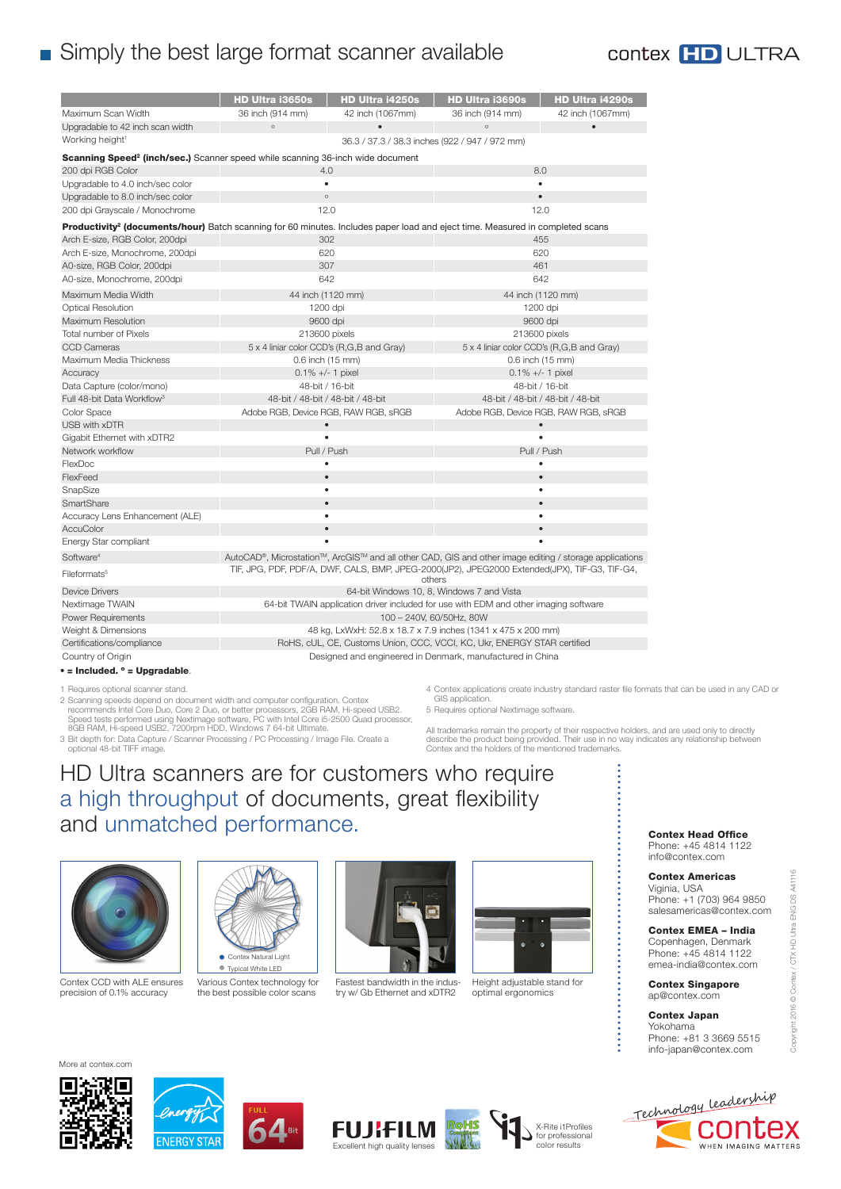# Simply the best large format scanner available

contex HD ULTRA

| | HD Ultra i3650s | HD Ultra i4250s | HD Ultra i3690s | HD Ultra i4290s |
|---|---|---|---|---|
| Maximum Scan Width | 36 inch (914 mm) | 42 inch (1067mm) | 36 inch (914 mm) | 42 inch (1067mm) |
| Upgradable to 42 inch scan width | ◦ | • | ◦ | • |
| Working height¹ | 36.3 / 37.3 / 38.3 inches (922 / 947 / 972 mm) | | | |
| **Scanning Speed² (inch/sec.)** Scanner speed while scanning 36-inch wide document | | | | |
| 200 dpi RGB Color | 4.0 | | 8.0 | |
| Upgradable to 4.0 inch/sec color | • | | • | |
| Upgradable to 8.0 inch/sec color | ◦ | | • | |
| 200 dpi Grayscale / Monochrome | 12.0 | | 12.0 | |
| **Productivity² (documents/hour)** Batch scanning for 60 minutes. Includes paper load and eject time. Measured in completed scans | | | | |
| Arch E-size, RGB Color, 200dpi | 302 | | 455 | |
| Arch E-size, Monochrome, 200dpi | 620 | | 620 | |
| A0-size, RGB Color, 200dpi | 307 | | 461 | |
| A0-size, Monochrome, 200dpi | 642 | | 642 | |
| Maximum Media Width | 44 inch (1120 mm) | | 44 inch (1120 mm) | |
| Optical Resolution | 1200 dpi | | 1200 dpi | |
| Maximum Resolution | 9600 dpi | | 9600 dpi | |
| Total number of Pixels | 213600 pixels | | 213600 pixels | |
| CCD Cameras | 5 x 4 liniar color CCD's (R,G,B and Gray) | | 5 x 4 liniar color CCD's (R,G,B and Gray) | |
| Maximum Media Thickness | 0.6 inch (15 mm) | | 0.6 inch (15 mm) | |
| Accuracy | 0.1% +/- 1 pixel | | 0.1% +/- 1 pixel | |
| Data Capture (color/mono) | 48-bit / 16-bit | | 48-bit / 16-bit | |
| Full 48-bit Data Workflow³ | 48-bit / 48-bit / 48-bit / 48-bit | | 48-bit / 48-bit / 48-bit / 48-bit | |
| Color Space | Adobe RGB, Device RGB, RAW RGB, sRGB | | Adobe RGB, Device RGB, RAW RGB, sRGB | |
| USB with xDTR | • | | • | |
| Gigabit Ethernet with xDTR2 | • | | • | |
| Network workflow | Pull / Push | | Pull / Push | |
| FlexDoc | • | | • | |
| FlexFeed | • | | • | |
| SnapSize | • | | • | |
| SmartShare | • | | • | |
| Accuracy Lens Enhancement (ALE) | • | | • | |
| AccuColor | • | | • | |
| Energy Star compliant | • | | • | |
| Software⁴ | AutoCAD®, Microstation™, ArcGIS™ and all other CAD, GIS and other image editing / storage applications | | | |
| Fileformats⁵ | TIF, JPG, PDF, PDF/A, DWF, CALS, BMP, JPEG-2000(JP2), JPEG2000 Extended(JPX), TIF-G3, TIF-G4, others | | | |
| Device Drivers | 64-bit Windows 10, 8, Windows 7 and Vista | | | |
| Nextimage TWAIN | 64-bit TWAIN application driver included for use with EDM and other imaging software | | | |
| Power Requirements | 100 – 240V, 60/50Hz, 80W | | | |
| Weight & Dimensions | 48 kg, LxWxH: 52.8 x 18.7 x 7.9 inches (1341 x 475 x 200 mm) | | | |
| Certifications/compliance | RoHS, cUL, CE, Customs Union, CCC, VCCI, KC, Ukr, ENERGY STAR certified | | | |
| Country of Origin | Designed and engineered in Denmark, manufactured in China | | | |

**• = Included. ◦ = Upgradable.**

1 Requires optional scanner stand.
2 Scanning speeds depend on document width and computer configuration. Contex recommends Intel Core Duo, Core 2 Duo, or better processors, 2GB RAM, Hi-speed USB2. Speed tests performed using Nextimage software, PC with Intel Core i5-2500 Quad processor, 8GB RAM, Hi-speed USB2, 7200rpm HDD, Windows 7 64-bit Ultimate.
3 Bit depth for: Data Capture / Scanner Processing / PC Processing / Image File. Create a optional 48-bit TIFF image.
4 Contex applications create industry standard raster file formats that can be used in any CAD or GIS application.
5 Requires optional Nextimage software.

All trademarks remain the property of their respective holders, and are used only to directly describe the product being provided. Their use in no way indicates any relationship between Contex and the holders of the mentioned trademarks.

## HD Ultra scanners are for customers who require a high throughput of documents, great flexibility and unmatched performance.

Contex CCD with ALE ensures precision of 0.1% accuracy

Contex Natural Light
Typical White LED

Various Contex technology for the best possible color scans

Fastest bandwidth in the industry w/ Gb Ethernet and xDTR2

Height adjustable stand for optimal ergonomics

**Contex Head Office**
Phone: +45 4814 1122
info@contex.com

**Contex Americas**
Viginia, USA
Phone: +1 (703) 964 9850
salesamericas@contex.com

**Contex EMEA – India**
Copenhagen, Denmark
Phone: +45 4814 1122
emea-india@contex.com

**Contex Singapore**
ap@contex.com

**Contex Japan**
Yokohama
Phone: +81 3 3669 5515
info-japan@contex.com

Copyright 2016 © Contex / CTX HD Ultra ENG DS A41116

More at contex.com

ENERGY STAR

FULL 64 Bit

FUJIFILM
Excellent high quality lenses

RoHS Compliant

X-Rite i1Profiles for professional color results

Technology leadership
contex
WHEN IMAGING MATTERS